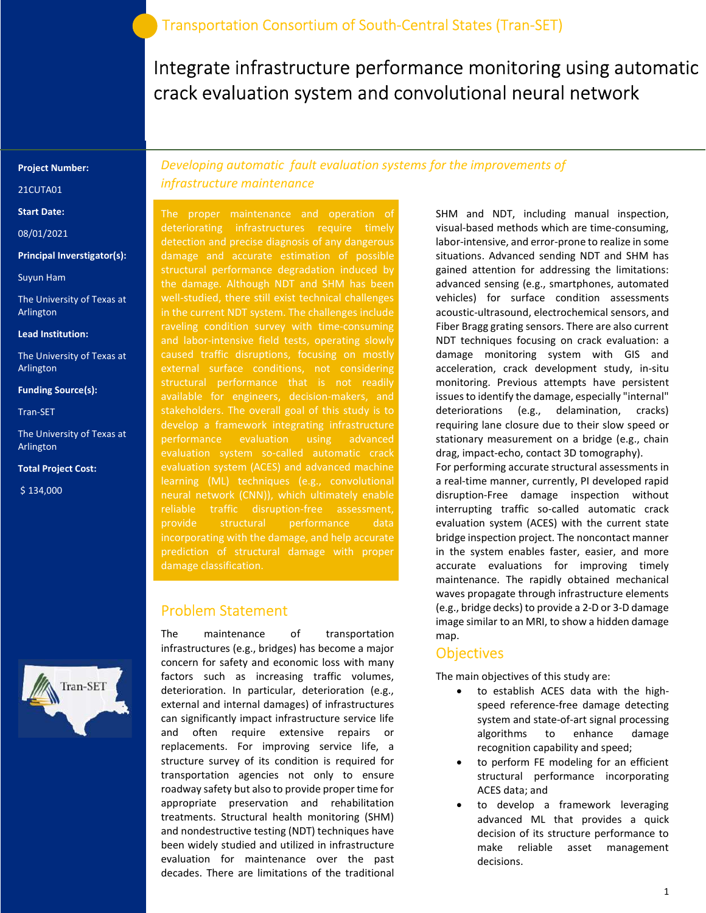Transportation Consortium of South-Central States (Tran-SET)

# Integrate infrastructure performance monitoring using automatic crack evaluation system and convolutional neural network

**Project Number:**

21CUTA01

**Start Date:**

08/01/2021

**Principal Inverstigator(s):**

Suyun Ham

The University of Texas at Arlington

**Lead Institution:**

The University of Texas at Arlington

**Funding Source(s):**

Tran-SET

The University of Texas at Arlington

**Total Project Cost:**

$ 134,000

*Developing automatic fault evaluation systems for the improvements of infrastructure maintenance*

The proper maintenance and operation of deteriorating infrastructures require timely detection and precise diagnosis of any dangerous damage and accurate estimation of possible structural performance degradation induced by the damage. Although NDT and SHM has been well-studied, there still exist technical challenges in the current NDT system. The challenges include raveling condition survey with time-consuming and labor-intensive field tests, operating slowly caused traffic disruptions, focusing on mostly external surface conditions, not considering structural performance that is not readily available for engineers, decision-makers, and stakeholders. The overall goal of this study is to develop a framework integrating infrastructure performance evaluation using advanced evaluation system so-called automatic crack evaluation system (ACES) and advanced machine learning (ML) techniques (e.g., convolutional neural network (CNN)), which ultimately enable reliable traffic disruption-free assessment, provide structural performance data incorporating with the damage, and help accurate prediction of structural damage with proper damage classification.

## Problem Statement

The maintenance of transportation infrastructures (e.g., bridges) has become a major concern for safety and economic loss with many factors such as increasing traffic volumes, deterioration. In particular, deterioration (e.g., external and internal damages) of infrastructures can significantly impact infrastructure service life and often require extensive repairs or replacements. For improving service life, a structure survey of its condition is required for transportation agencies not only to ensure roadway safety but also to provide proper time for appropriate preservation and rehabilitation treatments. Structural health monitoring (SHM) and nondestructive testing (NDT) techniques have been widely studied and utilized in infrastructure evaluation for maintenance over the past decades. There are limitations of the traditional SHM and NDT, including manual inspection, visual-based methods which are time-consuming, labor-intensive, and error-prone to realize in some situations. Advanced sending NDT and SHM has gained attention for addressing the limitations: advanced sensing (e.g., smartphones, automated vehicles) for surface condition assessments acoustic-ultrasound, electrochemical sensors, and Fiber Bragg grating sensors. There are also current NDT techniques focusing on crack evaluation: a damage monitoring system with GIS and acceleration, crack development study, in-situ monitoring. Previous attempts have persistent issues to identify the damage, especially "internal" deteriorations (e.g., delamination, cracks) requiring lane closure due to their slow speed or stationary measurement on a bridge (e.g., chain drag, impact-echo, contact 3D tomography).

For performing accurate structural assessments in a real-time manner, currently, PI developed rapid disruption-Free damage inspection without interrupting traffic so-called automatic crack evaluation system (ACES) with the current state bridge inspection project. The noncontact manner in the system enables faster, easier, and more accurate evaluations for improving timely maintenance. The rapidly obtained mechanical waves propagate through infrastructure elements (e.g., bridge decks) to provide a 2-D or 3-D damage image similar to an MRI, to show a hidden damage map.

## Objectives

The main objectives of this study are:

- to establish ACES data with the high-speed reference-free damage detecting system and state-of-art signal processing algorithms to enhance damage recognition capability and speed;
- to perform FE modeling for an efficient structural performance incorporating ACES data; and
- to develop a framework leveraging advanced ML that provides a quick decision of its structure performance to make reliable asset management decisions.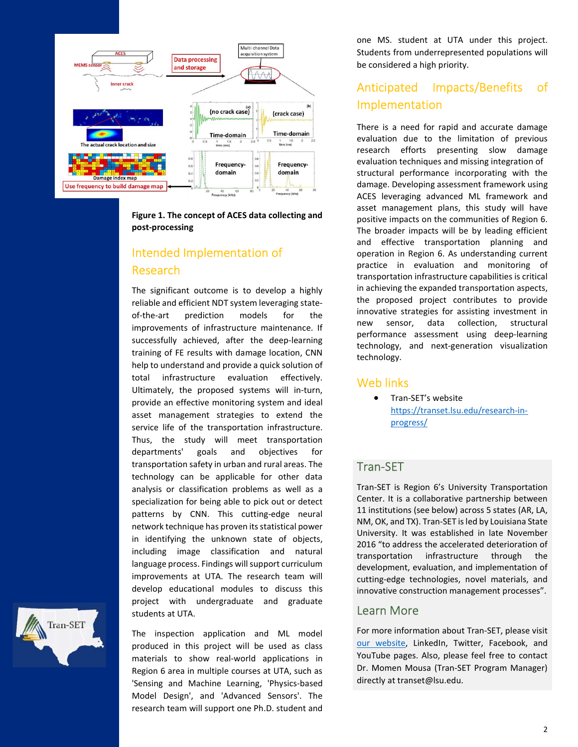Figure 1. The concept of ACES data collecting and post-processing

## Intended Implementation of Research

The significant outcome is to develop a highly reliable and efficient NDT system leveraging state-of-the-art prediction models for the improvements of infrastructure maintenance. If successfully achieved, after the deep-learning training of FE results with damage location, CNN help to understand and provide a quick solution of total infrastructure evaluation effectively. Ultimately, the proposed systems will in-turn, provide an effective monitoring system and ideal asset management strategies to extend the service life of the transportation infrastructure. Thus, the study will meet transportation departments' goals and objectives for transportation safety in urban and rural areas. The technology can be applicable for other data analysis or classification problems as well as a specialization for being able to pick out or detect patterns by CNN. This cutting-edge neural network technique has proven its statistical power in identifying the unknown state of objects, including image classification and natural language process. Findings will support curriculum improvements at UTA. The research team will develop educational modules to discuss this project with undergraduate and graduate students at UTA.

The inspection application and ML model produced in this project will be used as class materials to show real-world applications in Region 6 area in multiple courses at UTA, such as 'Sensing and Machine Learning, 'Physics-based Model Design', and 'Advanced Sensors'. The research team will support one Ph.D. student and one MS. student at UTA under this project. Students from underrepresented populations will be considered a high priority.

## Anticipated Impacts/Benefits of Implementation

There is a need for rapid and accurate damage evaluation due to the limitation of previous research efforts presenting slow damage evaluation techniques and missing integration of structural performance incorporating with the damage. Developing assessment framework using ACES leveraging advanced ML framework and asset management plans, this study will have positive impacts on the communities of Region 6. The broader impacts will be by leading efficient and effective transportation planning and operation in Region 6. As understanding current practice in evaluation and monitoring of transportation infrastructure capabilities is critical in achieving the expanded transportation aspects, the proposed project contributes to provide innovative strategies for assisting investment in new sensor, data collection, structural performance assessment using deep-learning technology, and next-generation visualization technology.

## Web links

- Tran-SET's website [https://transet.lsu.edu/research-in-progress/](https://transet.lsu.edu/research-in-progress/)

## Tran-SET

Tran-SET is Region 6's University Transportation Center. It is a collaborative partnership between 11 institutions (see below) across 5 states (AR, LA, NM, OK, and TX). Tran-SET is led by Louisiana State University. It was established in late November 2016 "to address the accelerated deterioration of transportation infrastructure through the development, evaluation, and implementation of cutting-edge technologies, novel materials, and innovative construction management processes".

## Learn More

For more information about Tran-SET, please visit our website, LinkedIn, Twitter, Facebook, and YouTube pages. Also, please feel free to contact Dr. Momen Mousa (Tran-SET Program Manager) directly at transet@lsu.edu.